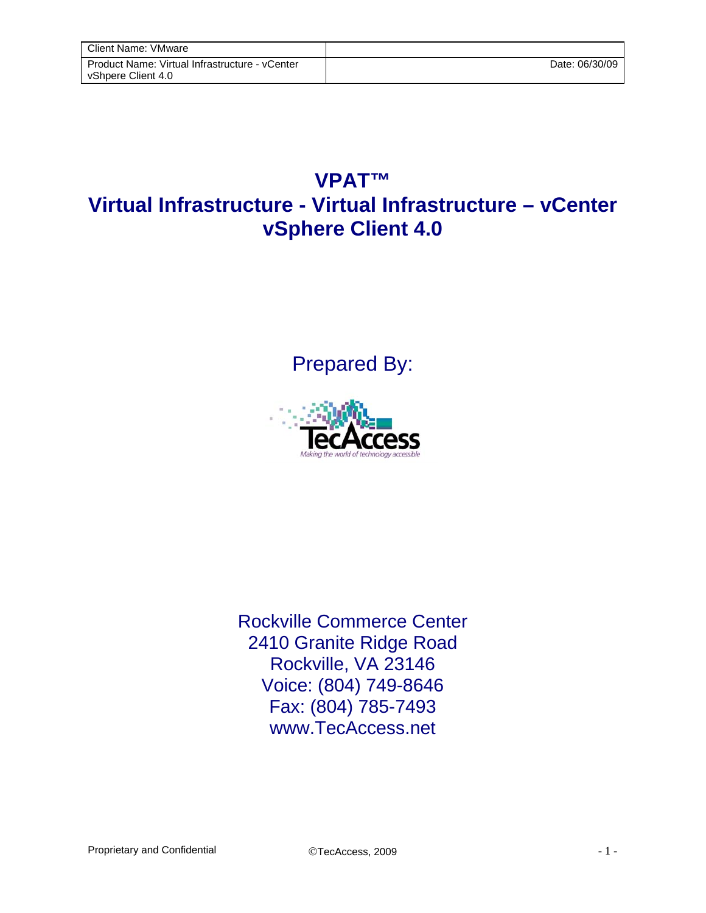# VPAT™

# Virtual Infrastructure - Virtual Infrastructure – vCenter vSphere Client 4.0

Prepared By:

TecAccess

*Making the world of technology accessible*

Rockville Commerce Center
2410 Granite Ridge Road
Rockville, VA 23146
Voice: (804) 749-8646
Fax: (804) 785-7493
www.TecAccess.net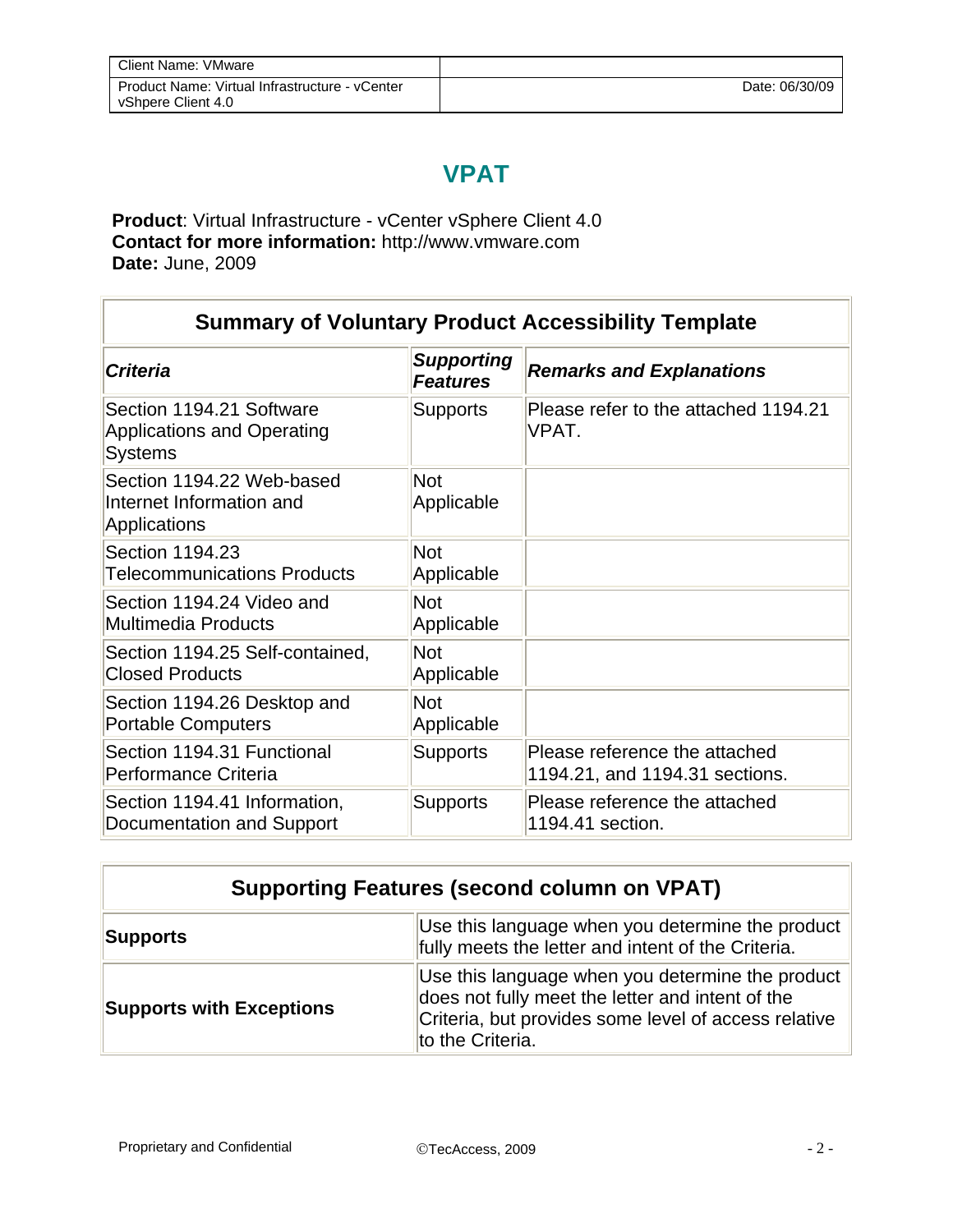# VPAT

**Product**: Virtual Infrastructure - vCenter vSphere Client 4.0
**Contact for more information:** http://www.vmware.com
**Date:** June, 2009

| Summary of Voluntary Product Accessibility Template | | |
|---|---|---|
| ***Criteria*** | ***Supporting Features*** | ***Remarks and Explanations*** |
| Section 1194.21 Software Applications and Operating Systems | Supports | Please refer to the attached 1194.21 VPAT. |
| Section 1194.22 Web-based Internet Information and Applications | Not Applicable | |
| Section 1194.23 Telecommunications Products | Not Applicable | |
| Section 1194.24 Video and Multimedia Products | Not Applicable | |
| Section 1194.25 Self-contained, Closed Products | Not Applicable | |
| Section 1194.26 Desktop and Portable Computers | Not Applicable | |
| Section 1194.31 Functional Performance Criteria | Supports | Please reference the attached 1194.21, and 1194.31 sections. |
| Section 1194.41 Information, Documentation and Support | Supports | Please reference the attached 1194.41 section. |

| Supporting Features (second column on VPAT) | |
|---|---|
| **Supports** | Use this language when you determine the product fully meets the letter and intent of the Criteria. |
| **Supports with Exceptions** | Use this language when you determine the product does not fully meet the letter and intent of the Criteria, but provides some level of access relative to the Criteria. |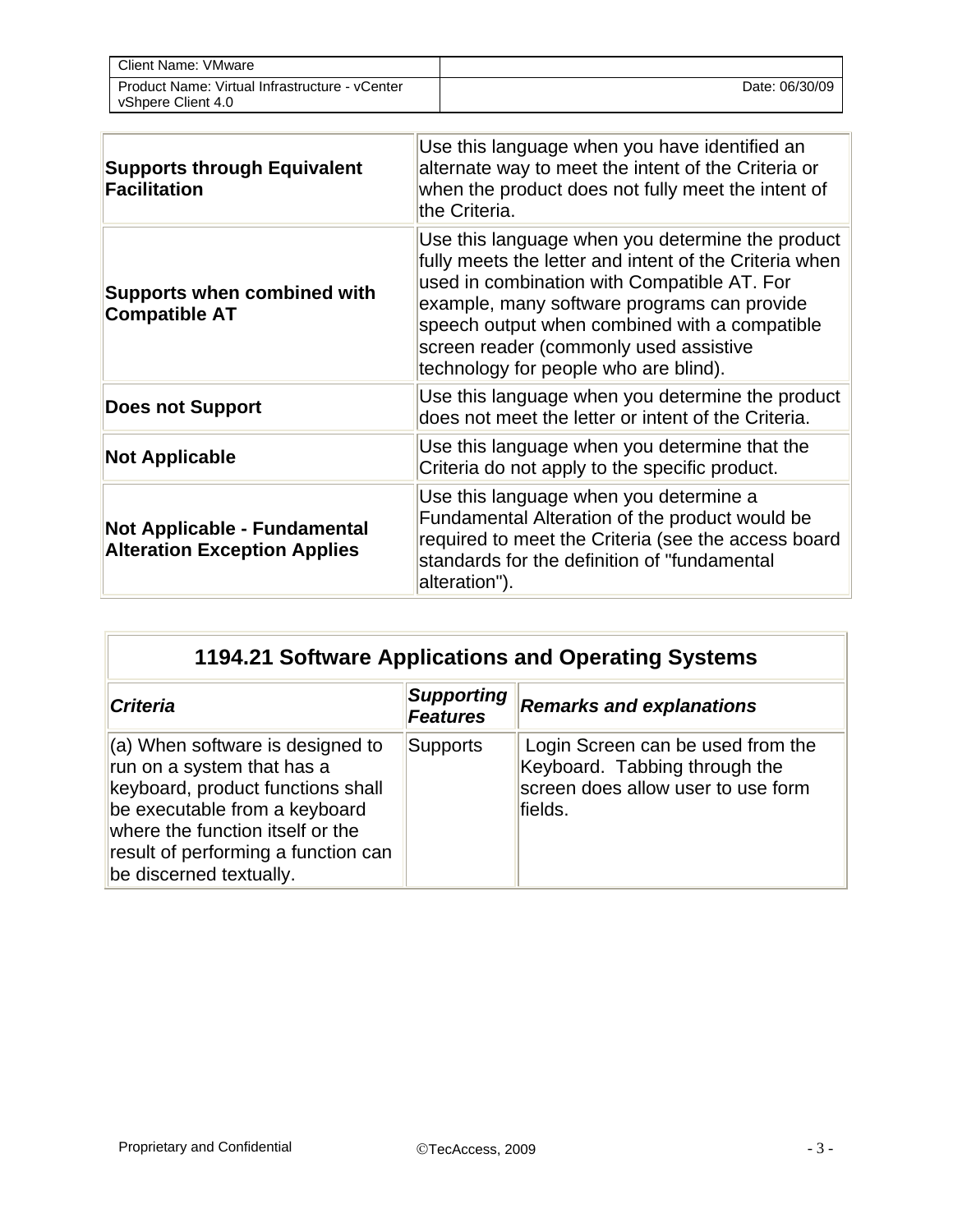| Supports through Equivalent Facilitation | Use this language when you have identified an alternate way to meet the intent of the Criteria or when the product does not fully meet the intent of the Criteria. |
|---|---|
| **Supports when combined with Compatible AT** | Use this language when you determine the product fully meets the letter and intent of the Criteria when used in combination with Compatible AT. For example, many software programs can provide speech output when combined with a compatible screen reader (commonly used assistive technology for people who are blind). |
| **Does not Support** | Use this language when you determine the product does not meet the letter or intent of the Criteria. |
| **Not Applicable** | Use this language when you determine that the Criteria do not apply to the specific product. |
| **Not Applicable - Fundamental Alteration Exception Applies** | Use this language when you determine a Fundamental Alteration of the product would be required to meet the Criteria (see the access board standards for the definition of "fundamental alteration"). |

| 1194.21 Software Applications and Operating Systems | | |
|---|---|---|
| ***Criteria*** | ***Supporting Features*** | ***Remarks and explanations*** |
| (a) When software is designed to run on a system that has a keyboard, product functions shall be executable from a keyboard where the function itself or the result of performing a function can be discerned textually. | Supports | Login Screen can be used from the Keyboard. Tabbing through the screen does allow user to use form fields. |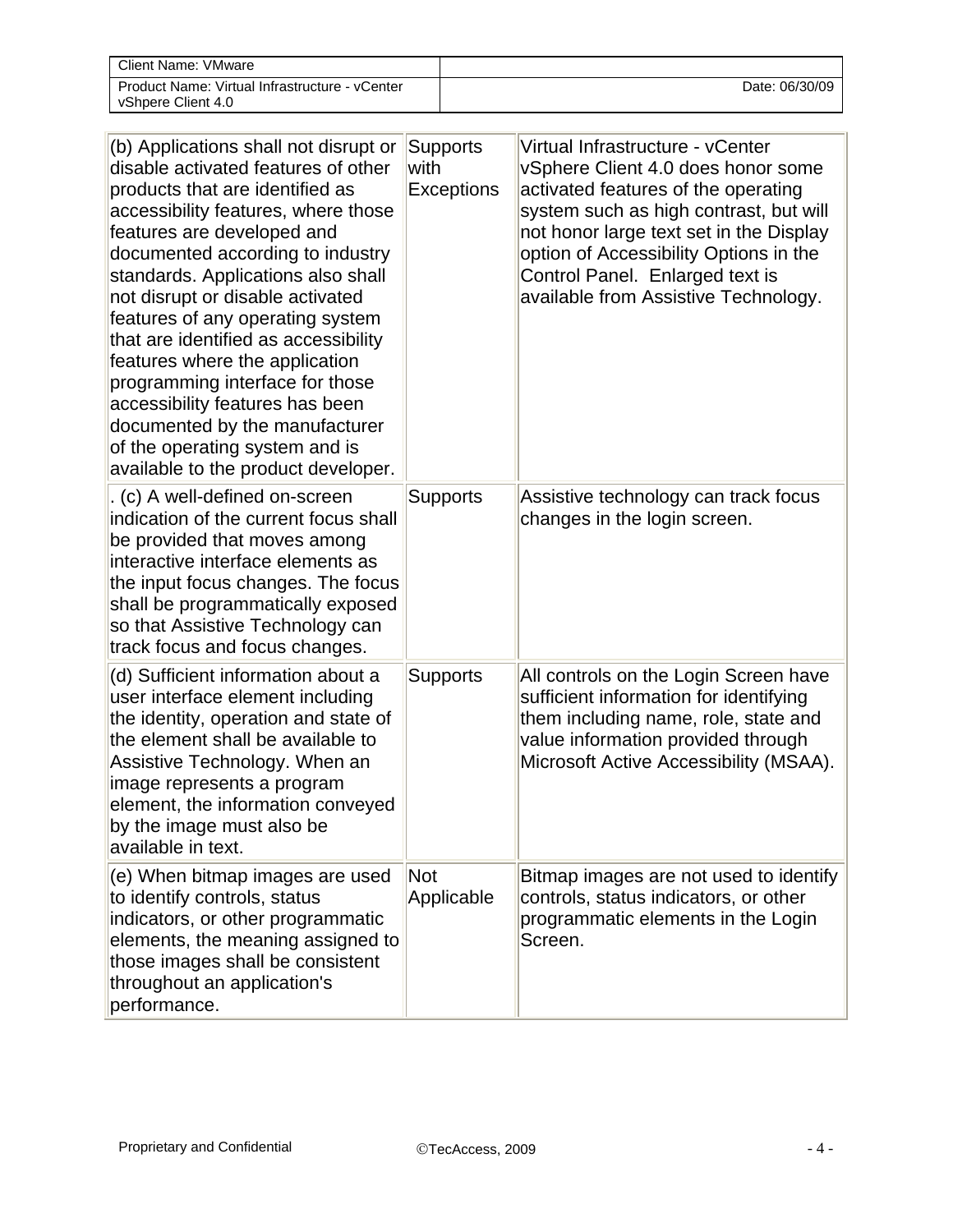| (b) Applications shall not disrupt or disable activated features of other products that are identified as accessibility features, where those features are developed and documented according to industry standards. Applications also shall not disrupt or disable activated features of any operating system that are identified as accessibility features where the application programming interface for those accessibility features has been documented by the manufacturer of the operating system and is available to the product developer. | Supports with Exceptions | Virtual Infrastructure - vCenter vSphere Client 4.0 does honor some activated features of the operating system such as high contrast, but will not honor large text set in the Display option of Accessibility Options in the Control Panel. Enlarged text is available from Assistive Technology. |
|---|---|---|
| . (c) A well-defined on-screen indication of the current focus shall be provided that moves among interactive interface elements as the input focus changes. The focus shall be programmatically exposed so that Assistive Technology can track focus and focus changes. | Supports | Assistive technology can track focus changes in the login screen. |
| (d) Sufficient information about a user interface element including the identity, operation and state of the element shall be available to Assistive Technology. When an image represents a program element, the information conveyed by the image must also be available in text. | Supports | All controls on the Login Screen have sufficient information for identifying them including name, role, state and value information provided through Microsoft Active Accessibility (MSAA). |
| (e) When bitmap images are used to identify controls, status indicators, or other programmatic elements, the meaning assigned to those images shall be consistent throughout an application's performance. | Not Applicable | Bitmap images are not used to identify controls, status indicators, or other programmatic elements in the Login Screen. |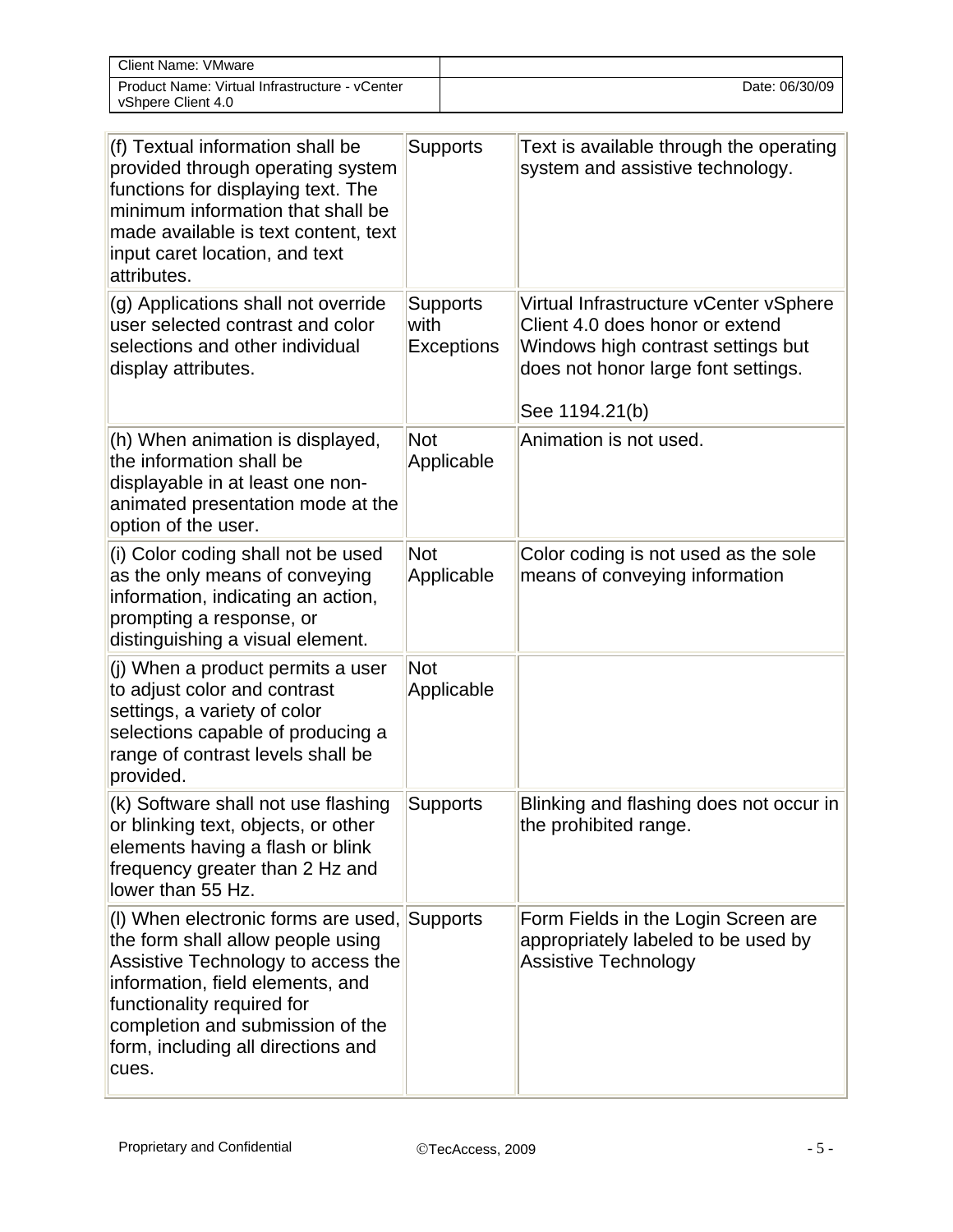| | | |
|---|---|---|
| (f) Textual information shall be provided through operating system functions for displaying text. The minimum information that shall be made available is text content, text input caret location, and text attributes. | Supports | Text is available through the operating system and assistive technology. |
| (g) Applications shall not override user selected contrast and color selections and other individual display attributes. | Supports with Exceptions | Virtual Infrastructure vCenter vSphere Client 4.0 does honor or extend Windows high contrast settings but does not honor large font settings.<br><br>See 1194.21(b) |
| (h) When animation is displayed, the information shall be displayable in at least one non-animated presentation mode at the option of the user. | Not Applicable | Animation is not used. |
| (i) Color coding shall not be used as the only means of conveying information, indicating an action, prompting a response, or distinguishing a visual element. | Not Applicable | Color coding is not used as the sole means of conveying information |
| (j) When a product permits a user to adjust color and contrast settings, a variety of color selections capable of producing a range of contrast levels shall be provided. | Not Applicable | |
| (k) Software shall not use flashing or blinking text, objects, or other elements having a flash or blink frequency greater than 2 Hz and lower than 55 Hz. | Supports | Blinking and flashing does not occur in the prohibited range. |
| (l) When electronic forms are used, the form shall allow people using Assistive Technology to access the information, field elements, and functionality required for completion and submission of the form, including all directions and cues. | Supports | Form Fields in the Login Screen are appropriately labeled to be used by Assistive Technology |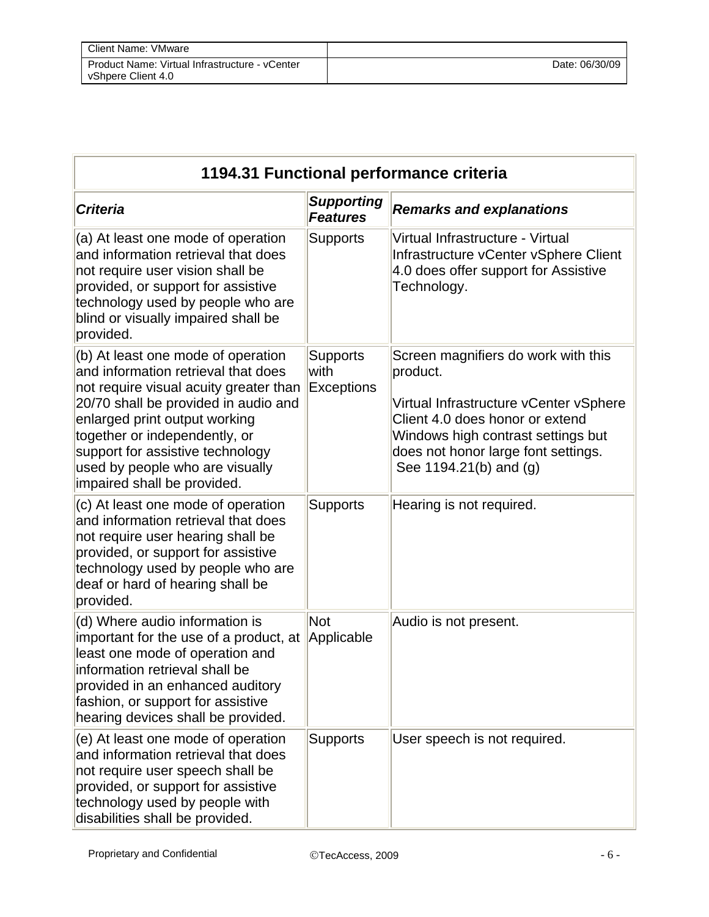| 1194.31 Functional performance criteria | | |
|---|---|---|
| ***Criteria*** | ***Supporting Features*** | ***Remarks and explanations*** |
| (a) At least one mode of operation and information retrieval that does not require user vision shall be provided, or support for assistive technology used by people who are blind or visually impaired shall be provided. | Supports | Virtual Infrastructure - Virtual Infrastructure vCenter vSphere Client 4.0 does offer support for Assistive Technology. |
| (b) At least one mode of operation and information retrieval that does not require visual acuity greater than 20/70 shall be provided in audio and enlarged print output working together or independently, or support for assistive technology used by people who are visually impaired shall be provided. | Supports with Exceptions | Screen magnifiers do work with this product.<br><br>Virtual Infrastructure vCenter vSphere Client 4.0 does honor or extend Windows high contrast settings but does not honor large font settings. See 1194.21(b) and (g) |
| (c) At least one mode of operation and information retrieval that does not require user hearing shall be provided, or support for assistive technology used by people who are deaf or hard of hearing shall be provided. | Supports | Hearing is not required. |
| (d) Where audio information is important for the use of a product, at least one mode of operation and information retrieval shall be provided in an enhanced auditory fashion, or support for assistive hearing devices shall be provided. | Not Applicable | Audio is not present. |
| (e) At least one mode of operation and information retrieval that does not require user speech shall be provided, or support for assistive technology used by people with disabilities shall be provided. | Supports | User speech is not required. |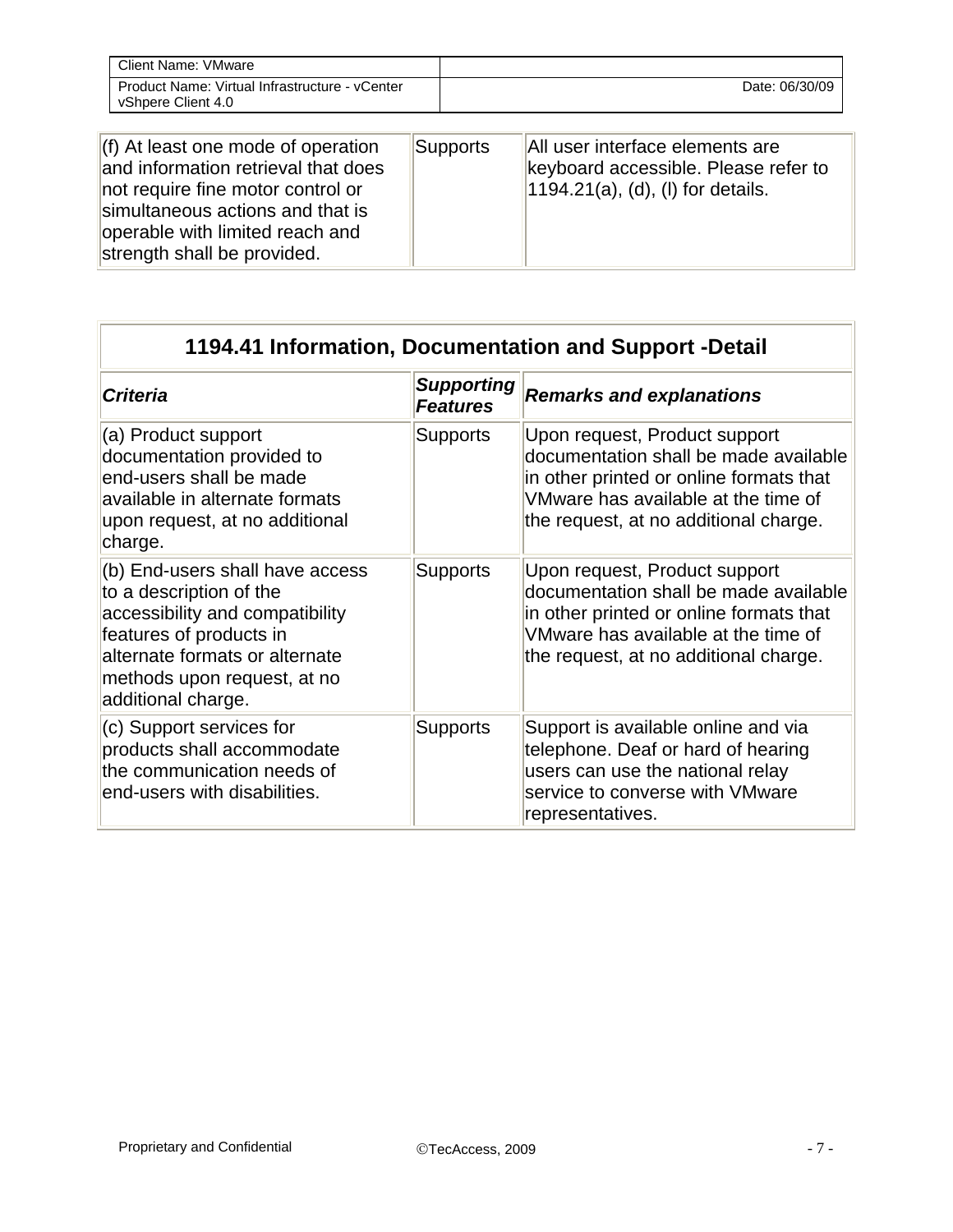| | | |
|---|---|---|
| (f) At least one mode of operation and information retrieval that does not require fine motor control or simultaneous actions and that is operable with limited reach and strength shall be provided. | Supports | All user interface elements are keyboard accessible. Please refer to 1194.21(a), (d), (l) for details. |

| 1194.41 Information, Documentation and Support -Detail | | |
|---|---|---|
| ***Criteria*** | ***Supporting Features*** | ***Remarks and explanations*** |
| (a) Product support documentation provided to end-users shall be made available in alternate formats upon request, at no additional charge. | Supports | Upon request, Product support documentation shall be made available in other printed or online formats that VMware has available at the time of the request, at no additional charge. |
| (b) End-users shall have access to a description of the accessibility and compatibility features of products in alternate formats or alternate methods upon request, at no additional charge. | Supports | Upon request, Product support documentation shall be made available in other printed or online formats that VMware has available at the time of the request, at no additional charge. |
| (c) Support services for products shall accommodate the communication needs of end-users with disabilities. | Supports | Support is available online and via telephone. Deaf or hard of hearing users can use the national relay service to converse with VMware representatives. |